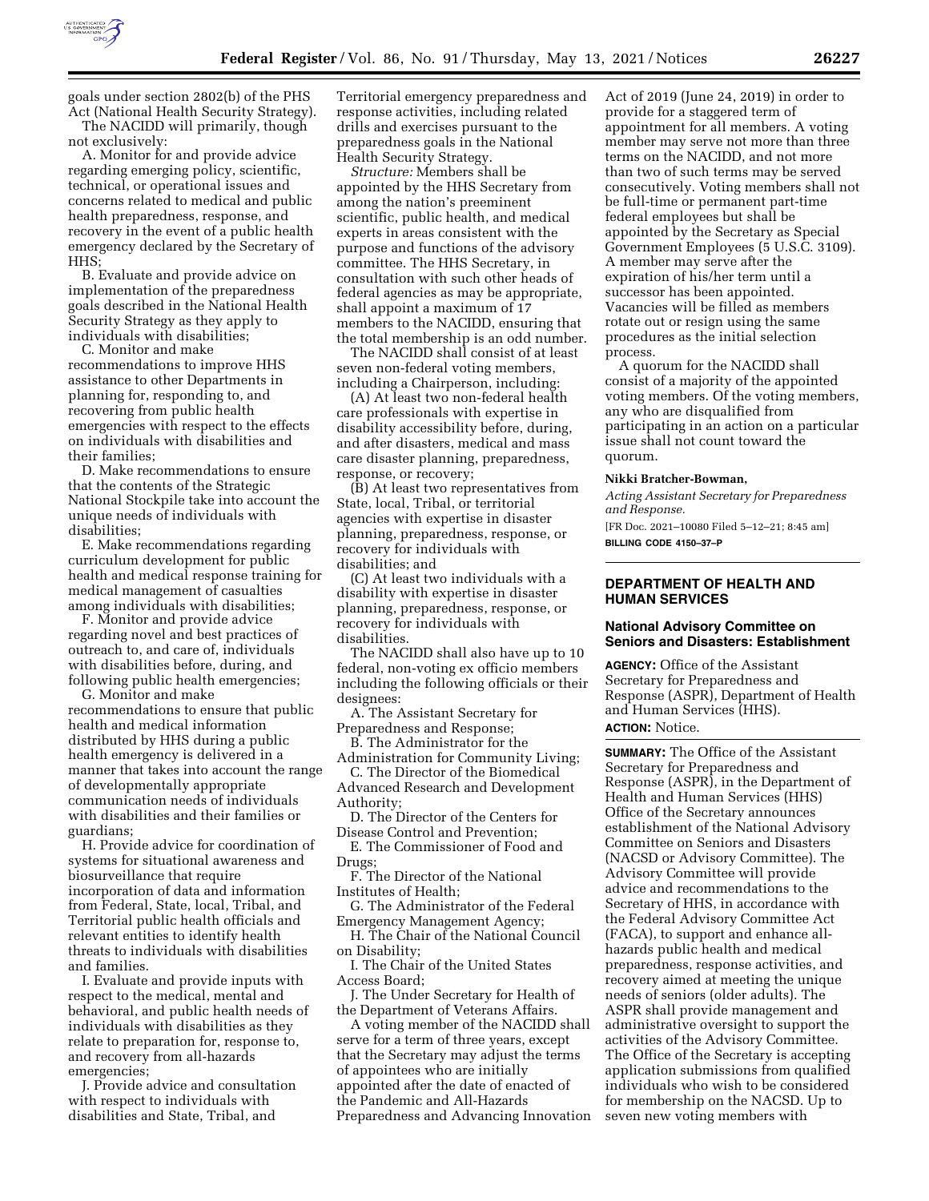goals under section 2802(b) of the PHS Act (National Health Security Strategy).

The NACIDD will primarily, though not exclusively:

A. Monitor for and provide advice regarding emerging policy, scientific, technical, or operational issues and concerns related to medical and public health preparedness, response, and recovery in the event of a public health emergency declared by the Secretary of HHS;

B. Evaluate and provide advice on implementation of the preparedness goals described in the National Health Security Strategy as they apply to individuals with disabilities;

C. Monitor and make recommendations to improve HHS assistance to other Departments in planning for, responding to, and recovering from public health emergencies with respect to the effects on individuals with disabilities and their families;

D. Make recommendations to ensure that the contents of the Strategic National Stockpile take into account the unique needs of individuals with disabilities;

E. Make recommendations regarding curriculum development for public health and medical response training for medical management of casualties among individuals with disabilities;

F. Monitor and provide advice regarding novel and best practices of outreach to, and care of, individuals with disabilities before, during, and following public health emergencies;

G. Monitor and make recommendations to ensure that public health and medical information distributed by HHS during a public health emergency is delivered in a manner that takes into account the range of developmentally appropriate communication needs of individuals with disabilities and their families or guardians;

H. Provide advice for coordination of systems for situational awareness and biosurveillance that require incorporation of data and information from Federal, State, local, Tribal, and Territorial public health officials and relevant entities to identify health threats to individuals with disabilities and families.

I. Evaluate and provide inputs with respect to the medical, mental and behavioral, and public health needs of individuals with disabilities as they relate to preparation for, response to, and recovery from all-hazards emergencies;

J. Provide advice and consultation with respect to individuals with disabilities and State, Tribal, and Territorial emergency preparedness and response activities, including related drills and exercises pursuant to the preparedness goals in the National Health Security Strategy.

*Structure:* Members shall be appointed by the HHS Secretary from among the nation's preeminent scientific, public health, and medical experts in areas consistent with the purpose and functions of the advisory committee. The HHS Secretary, in consultation with such other heads of federal agencies as may be appropriate, shall appoint a maximum of 17 members to the NACIDD, ensuring that the total membership is an odd number.

The NACIDD shall consist of at least seven non-federal voting members, including a Chairperson, including:

(A) At least two non-federal health care professionals with expertise in disability accessibility before, during, and after disasters, medical and mass care disaster planning, preparedness, response, or recovery;

(B) At least two representatives from State, local, Tribal, or territorial agencies with expertise in disaster planning, preparedness, response, or recovery for individuals with disabilities; and

(C) At least two individuals with a disability with expertise in disaster planning, preparedness, response, or recovery for individuals with disabilities.

The NACIDD shall also have up to 10 federal, non-voting ex officio members including the following officials or their designees:

A. The Assistant Secretary for Preparedness and Response;

B. The Administrator for the Administration for Community Living;

C. The Director of the Biomedical Advanced Research and Development Authority;

D. The Director of the Centers for Disease Control and Prevention;

E. The Commissioner of Food and Drugs;

F. The Director of the National Institutes of Health;

G. The Administrator of the Federal Emergency Management Agency;

H. The Chair of the National Council on Disability;

I. The Chair of the United States Access Board;

J. The Under Secretary for Health of the Department of Veterans Affairs.

A voting member of the NACIDD shall serve for a term of three years, except that the Secretary may adjust the terms of appointees who are initially appointed after the date of enacted of the Pandemic and All-Hazards Preparedness and Advancing Innovation Act of 2019 (June 24, 2019) in order to provide for a staggered term of appointment for all members. A voting member may serve not more than three terms on the NACIDD, and not more than two of such terms may be served consecutively. Voting members shall not be full-time or permanent part-time federal employees but shall be appointed by the Secretary as Special Government Employees (5 U.S.C. 3109). A member may serve after the expiration of his/her term until a successor has been appointed. Vacancies will be filled as members rotate out or resign using the same procedures as the initial selection process.

A quorum for the NACIDD shall consist of a majority of the appointed voting members. Of the voting members, any who are disqualified from participating in an action on a particular issue shall not count toward the quorum.

**Nikki Bratcher-Bowman,**

*Acting Assistant Secretary for Preparedness and Response.*

[FR Doc. 2021–10080 Filed 5–12–21; 8:45 am]

**BILLING CODE 4150–37–P**

---

## DEPARTMENT OF HEALTH AND HUMAN SERVICES

### National Advisory Committee on Seniors and Disasters: Establishment

**AGENCY:** Office of the Assistant Secretary for Preparedness and Response (ASPR), Department of Health and Human Services (HHS).

**ACTION:** Notice.

**SUMMARY:** The Office of the Assistant Secretary for Preparedness and Response (ASPR), in the Department of Health and Human Services (HHS) Office of the Secretary announces establishment of the National Advisory Committee on Seniors and Disasters (NACSD or Advisory Committee). The Advisory Committee will provide advice and recommendations to the Secretary of HHS, in accordance with the Federal Advisory Committee Act (FACA), to support and enhance all-hazards public health and medical preparedness, response activities, and recovery aimed at meeting the unique needs of seniors (older adults). The ASPR shall provide management and administrative oversight to support the activities of the Advisory Committee. The Office of the Secretary is accepting application submissions from qualified individuals who wish to be considered for membership on the NACSD. Up to seven new voting members with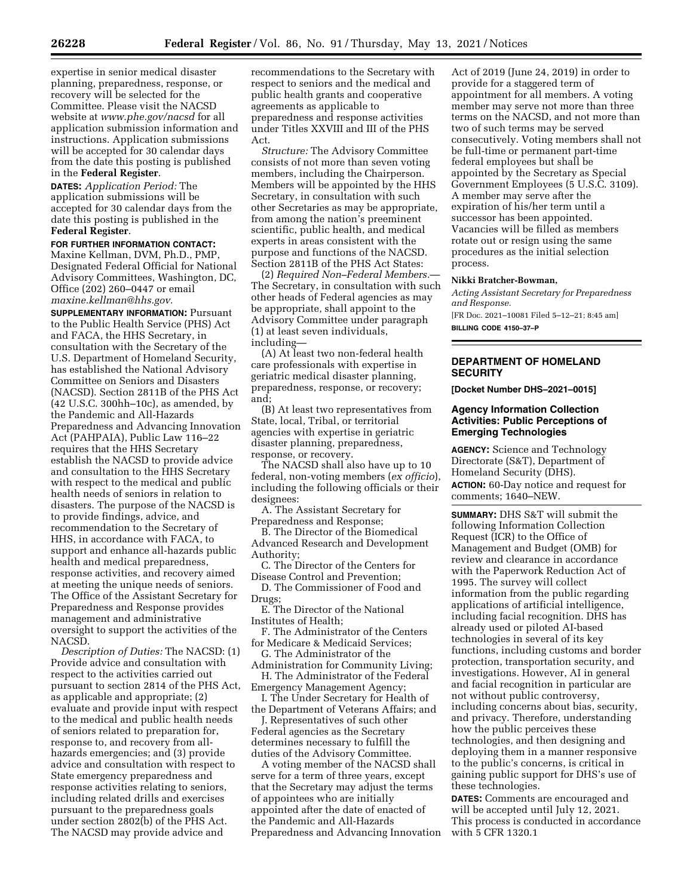expertise in senior medical disaster planning, preparedness, response, or recovery will be selected for the Committee. Please visit the NACSD website at *www.phe.gov/nacsd* for all application submission information and instructions. Application submissions will be accepted for 30 calendar days from the date this posting is published in the **Federal Register**.

**DATES:** *Application Period:* The application submissions will be accepted for 30 calendar days from the date this posting is published in the **Federal Register**.

**FOR FURTHER INFORMATION CONTACT:** Maxine Kellman, DVM, Ph.D., PMP, Designated Federal Official for National Advisory Committees, Washington, DC, Office (202) 260–0447 or email *maxine.kellman@hhs.gov.*

**SUPPLEMENTARY INFORMATION:** Pursuant to the Public Health Service (PHS) Act and FACA, the HHS Secretary, in consultation with the Secretary of the U.S. Department of Homeland Security, has established the National Advisory Committee on Seniors and Disasters (NACSD). Section 2811B of the PHS Act (42 U.S.C. 300hh–10c), as amended, by the Pandemic and All-Hazards Preparedness and Advancing Innovation Act (PAHPAIA), Public Law 116–22 requires that the HHS Secretary establish the NACSD to provide advice and consultation to the HHS Secretary with respect to the medical and public health needs of seniors in relation to disasters. The purpose of the NACSD is to provide findings, advice, and recommendation to the Secretary of HHS, in accordance with FACA, to support and enhance all-hazards public health and medical preparedness, response activities, and recovery aimed at meeting the unique needs of seniors. The Office of the Assistant Secretary for Preparedness and Response provides management and administrative oversight to support the activities of the NACSD.

*Description of Duties:* The NACSD: (1) Provide advice and consultation with respect to the activities carried out pursuant to section 2814 of the PHS Act, as applicable and appropriate; (2) evaluate and provide input with respect to the medical and public health needs of seniors related to preparation for, response to, and recovery from all-hazards emergencies; and (3) provide advice and consultation with respect to State emergency preparedness and response activities relating to seniors, including related drills and exercises pursuant to the preparedness goals under section 2802(b) of the PHS Act. The NACSD may provide advice and recommendations to the Secretary with respect to seniors and the medical and public health grants and cooperative agreements as applicable to preparedness and response activities under Titles XXVIII and III of the PHS Act.

*Structure:* The Advisory Committee consists of not more than seven voting members, including the Chairperson. Members will be appointed by the HHS Secretary, in consultation with such other Secretaries as may be appropriate, from among the nation's preeminent scientific, public health, and medical experts in areas consistent with the purpose and functions of the NACSD. Section 2811B of the PHS Act States:

(2) *Required Non–Federal Members.*— The Secretary, in consultation with such other heads of Federal agencies as may be appropriate, shall appoint to the Advisory Committee under paragraph (1) at least seven individuals, including—

(A) At least two non-federal health care professionals with expertise in geriatric medical disaster planning, preparedness, response, or recovery; and;

(B) At least two representatives from State, local, Tribal, or territorial agencies with expertise in geriatric disaster planning, preparedness, response, or recovery.

The NACSD shall also have up to 10 federal, non-voting members (*ex officio*), including the following officials or their designees:

A. The Assistant Secretary for Preparedness and Response;

B. The Director of the Biomedical Advanced Research and Development Authority;

C. The Director of the Centers for Disease Control and Prevention;

D. The Commissioner of Food and Drugs;

E. The Director of the National Institutes of Health;

F. The Administrator of the Centers for Medicare & Medicaid Services;

G. The Administrator of the Administration for Community Living;

H. The Administrator of the Federal Emergency Management Agency;

I. The Under Secretary for Health of the Department of Veterans Affairs; and

J. Representatives of such other Federal agencies as the Secretary determines necessary to fulfill the duties of the Advisory Committee.

A voting member of the NACSD shall serve for a term of three years, except that the Secretary may adjust the terms of appointees who are initially appointed after the date of enacted of the Pandemic and All-Hazards Preparedness and Advancing Innovation Act of 2019 (June 24, 2019) in order to provide for a staggered term of appointment for all members. A voting member may serve not more than three terms on the NACSD, and not more than two of such terms may be served consecutively. Voting members shall not be full-time or permanent part-time federal employees but shall be appointed by the Secretary as Special Government Employees (5 U.S.C. 3109). A member may serve after the expiration of his/her term until a successor has been appointed. Vacancies will be filled as members rotate out or resign using the same procedures as the initial selection process.

**Nikki Bratcher-Bowman,**

*Acting Assistant Secretary for Preparedness and Response.*

[FR Doc. 2021–10081 Filed 5–12–21; 8:45 am]

**BILLING CODE 4150–37–P**

## DEPARTMENT OF HOMELAND SECURITY

**[Docket Number DHS–2021–0015]**

### Agency Information Collection Activities: Public Perceptions of Emerging Technologies

**AGENCY:** Science and Technology Directorate (S&T), Department of Homeland Security (DHS).

**ACTION:** 60-Day notice and request for comments; 1640–NEW.

**SUMMARY:** DHS S&T will submit the following Information Collection Request (ICR) to the Office of Management and Budget (OMB) for review and clearance in accordance with the Paperwork Reduction Act of 1995. The survey will collect information from the public regarding applications of artificial intelligence, including facial recognition. DHS has already used or piloted AI-based technologies in several of its key functions, including customs and border protection, transportation security, and investigations. However, AI in general and facial recognition in particular are not without public controversy, including concerns about bias, security, and privacy. Therefore, understanding how the public perceives these technologies, and then designing and deploying them in a manner responsive to the public's concerns, is critical in gaining public support for DHS's use of these technologies.

**DATES:** Comments are encouraged and will be accepted until July 12, 2021. This process is conducted in accordance with 5 CFR 1320.1